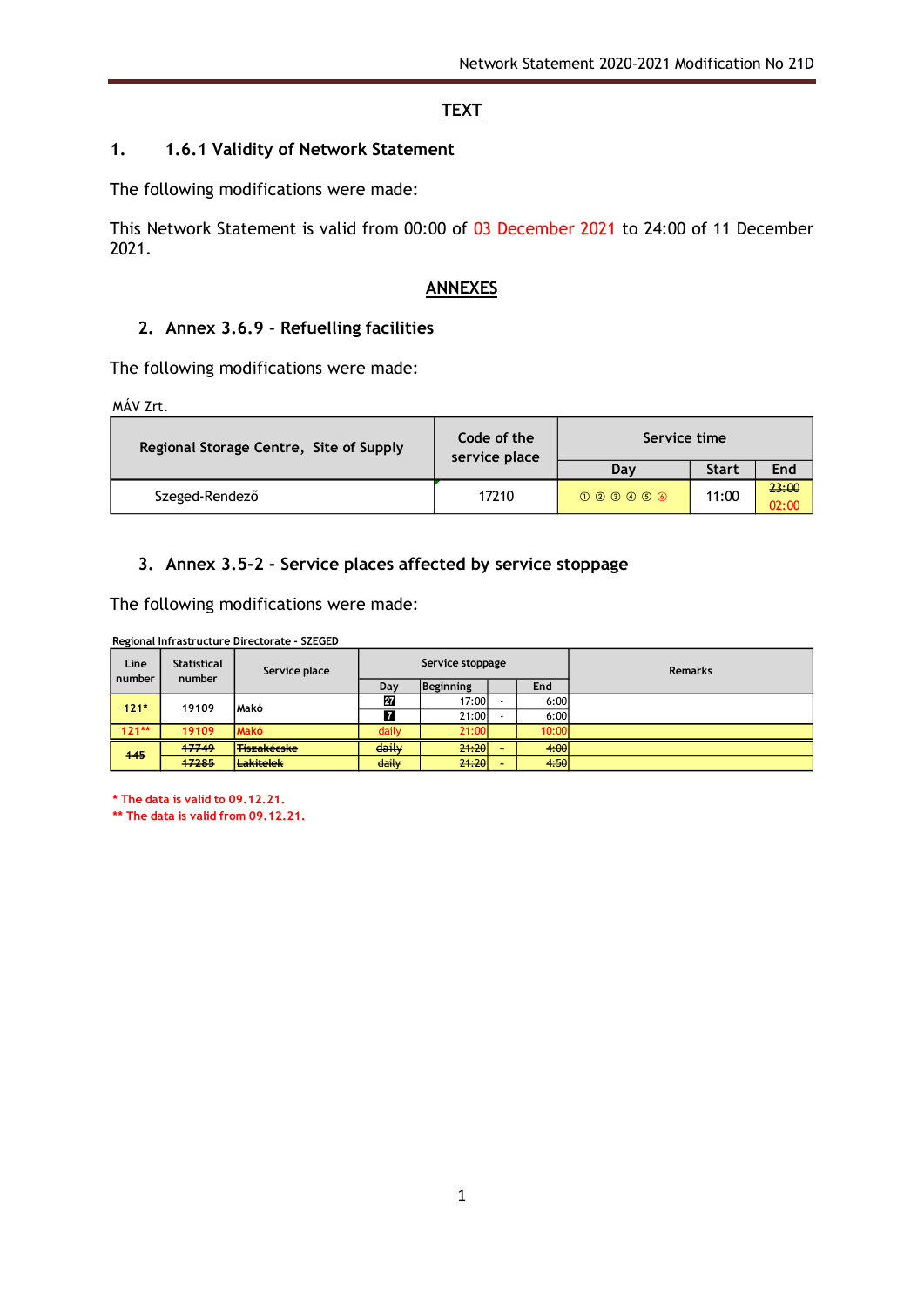# TEXT

## 1. 1.6.1 Validity of Network Statement

The following modifications were made:

This Network Statement is valid from 00:00 of 03 December 2021 to 24:00 of 11 December 2021.

# ANNEXES

## 2. Annex 3.6.9 - Refuelling facilities

The following modifications were made:

MÁV Zrt.

| Regional Storage Centre, Site of Supply | Code of the service place | Service time | | |
|---|---|---|---|---|
| | | Day | Start | End |
| Szeged-Rendező | 17210 | ① ② ③ ④ ⑤ ⑥ | 11:00 | ~~23:00~~ 02:00 |

## 3. Annex 3.5-2 - Service places affected by service stoppage

The following modifications were made:

Regional Infrastructure Directorate - SZEGED

| Line number | Statistical number | Service place | Service stoppage | | | | Remarks |
|---|---|---|---|---|---|---|---|
| | | | Day | Beginning | | End | |
| 121* | 19109 | Makó | 27 | 17:00 | - | 6:00 | |
| | | | 7 | 21:00 | - | 6:00 | |
| 121** | 19109 | Makó | daily | 21:00 | | 10:00 | |
| ~~145~~ | ~~17749~~ | ~~Tiszakécske~~ | ~~daily~~ | ~~21:20~~ | ~~-~~ | ~~4:00~~ | |
| | ~~17285~~ | ~~Lakitelek~~ | ~~daily~~ | ~~21:20~~ | ~~-~~ | ~~4:50~~ | |

\* The data is valid to 09.12.21.

\** The data is valid from 09.12.21.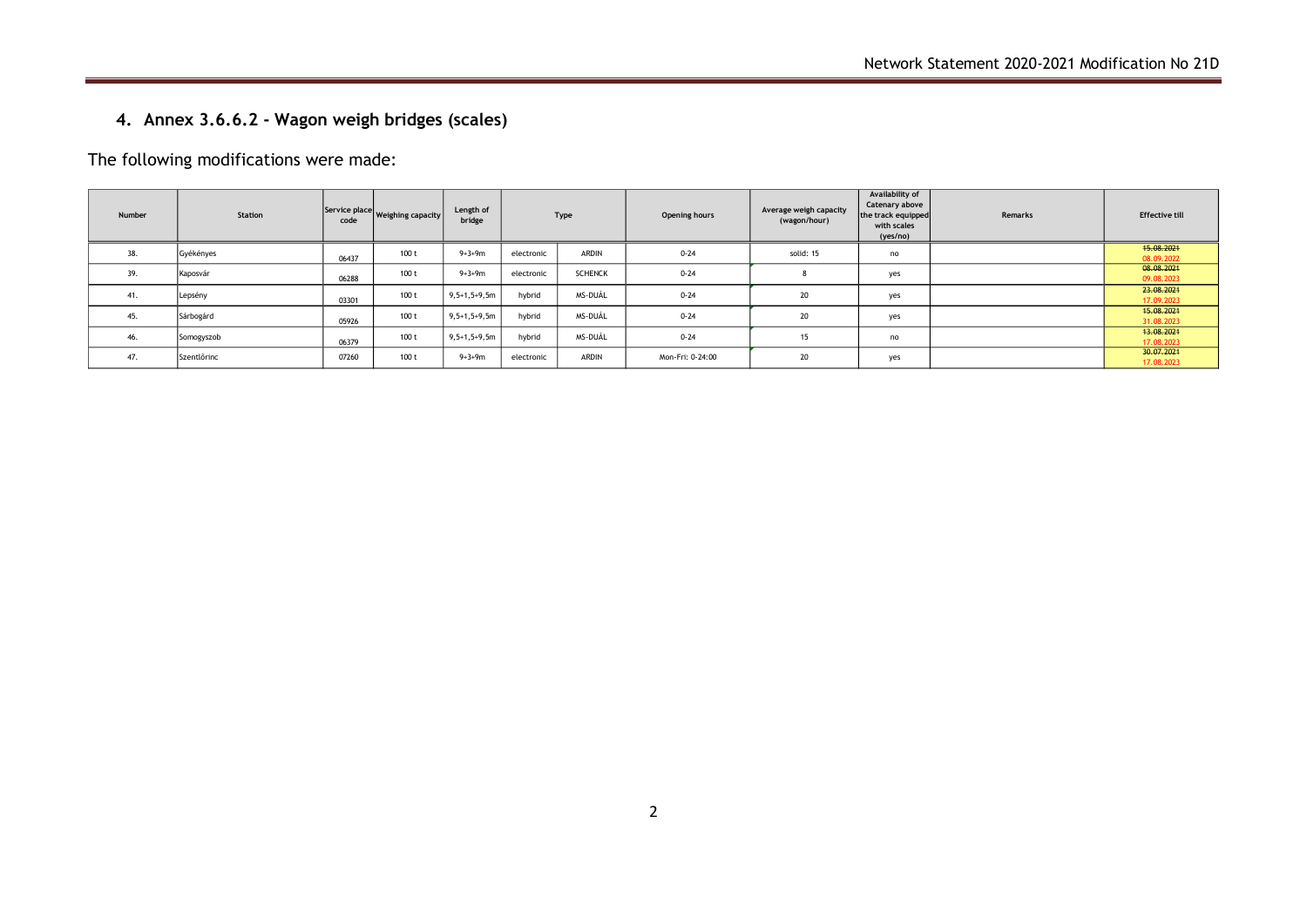## 4. Annex 3.6.6.2 - Wagon weigh bridges (scales)

The following modifications were made:

| Number | Station | Service place code | Weighing capacity | Length of bridge | Type | | Opening hours | Average weigh capacity (wagon/hour) | Availability of Catenary above the track equipped with scales (yes/no) | Remarks | Effective till |
|---|---|---|---|---|---|---|---|---|---|---|---|
| 38. | Gyékényes | 06437 | 100 t | 9+3+9m | electronic | ARDIN | 0-24 | solid: 15 | no | | ~~15.08.2021~~ 08.09.2022 |
| 39. | Kaposvár | 06288 | 100 t | 9+3+9m | electronic | SCHENCK | 0-24 | 8 | yes | | ~~08.08.2021~~ 09.08.2023 |
| 41. | Lepsény | 03301 | 100 t | 9,5+1,5+9,5m | hybrid | MS-DUÁL | 0-24 | 20 | yes | | ~~23.08.2021~~ 17.09.2023 |
| 45. | Sárbogárd | 05926 | 100 t | 9,5+1,5+9,5m | hybrid | MS-DUÁL | 0-24 | 20 | yes | | ~~15.08.2021~~ 31.08.2023 |
| 46. | Somogyszob | 06379 | 100 t | 9,5+1,5+9,5m | hybrid | MS-DUÁL | 0-24 | 15 | no | | ~~13.08.2021~~ 17.08.2023 |
| 47. | Szentlőrinc | 07260 | 100 t | 9+3+9m | electronic | ARDIN | Mon-Fri: 0-24:00 | 20 | yes | | ~~30.07.2021~~ 17.08.2023 |